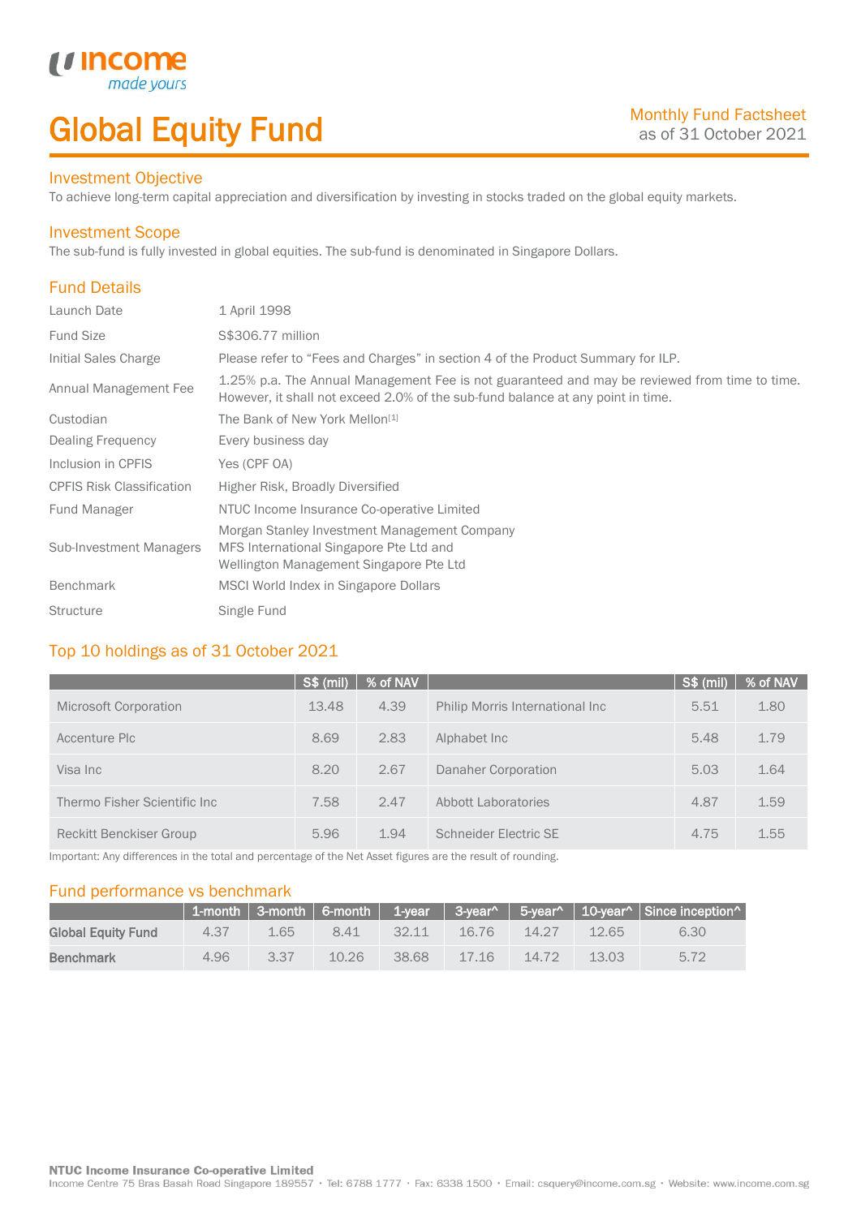# Global Equity Fund

Monthly Fund Factsheet
as of 31 October 2021

## Investment Objective

To achieve long-term capital appreciation and diversification by investing in stocks traded on the global equity markets.

## Investment Scope

The sub-fund is fully invested in global equities. The sub-fund is denominated in Singapore Dollars.

## Fund Details

| | |
|---|---|
| Launch Date | 1 April 1998 |
| Fund Size | S$306.77 million |
| Initial Sales Charge | Please refer to "Fees and Charges" in section 4 of the Product Summary for ILP. |
| Annual Management Fee | 1.25% p.a. The Annual Management Fee is not guaranteed and may be reviewed from time to time. However, it shall not exceed 2.0% of the sub-fund balance at any point in time. |
| Custodian | The Bank of New York Mellon[1] |
| Dealing Frequency | Every business day |
| Inclusion in CPFIS | Yes (CPF OA) |
| CPFIS Risk Classification | Higher Risk, Broadly Diversified |
| Fund Manager | NTUC Income Insurance Co-operative Limited |
| Sub-Investment Managers | Morgan Stanley Investment Management Company<br>MFS International Singapore Pte Ltd and<br>Wellington Management Singapore Pte Ltd |
| Benchmark | MSCI World Index in Singapore Dollars |
| Structure | Single Fund |

## Top 10 holdings as of 31 October 2021

| | S$ (mil) | % of NAV | | S$ (mil) | % of NAV |
|---|---|---|---|---|---|
| Microsoft Corporation | 13.48 | 4.39 | Philip Morris International Inc | 5.51 | 1.80 |
| Accenture Plc | 8.69 | 2.83 | Alphabet Inc | 5.48 | 1.79 |
| Visa Inc | 8.20 | 2.67 | Danaher Corporation | 5.03 | 1.64 |
| Thermo Fisher Scientific Inc | 7.58 | 2.47 | Abbott Laboratories | 4.87 | 1.59 |
| Reckitt Benckiser Group | 5.96 | 1.94 | Schneider Electric SE | 4.75 | 1.55 |

Important: Any differences in the total and percentage of the Net Asset figures are the result of rounding.

## Fund performance vs benchmark

| | 1-month | 3-month | 6-month | 1-year | 3-year^ | 5-year^ | 10-year^ | Since inception^ |
|---|---|---|---|---|---|---|---|---|
| **Global Equity Fund** | 4.37 | 1.65 | 8.41 | 32.11 | 16.76 | 14.27 | 12.65 | 6.30 |
| **Benchmark** | 4.96 | 3.37 | 10.26 | 38.68 | 17.16 | 14.72 | 13.03 | 5.72 |

**NTUC Income Insurance Co-operative Limited**
Income Centre 75 Bras Basah Road Singapore 189557 • Tel: 6788 1777 • Fax: 6338 1500 • Email: csquery@income.com.sg • Website: www.income.com.sg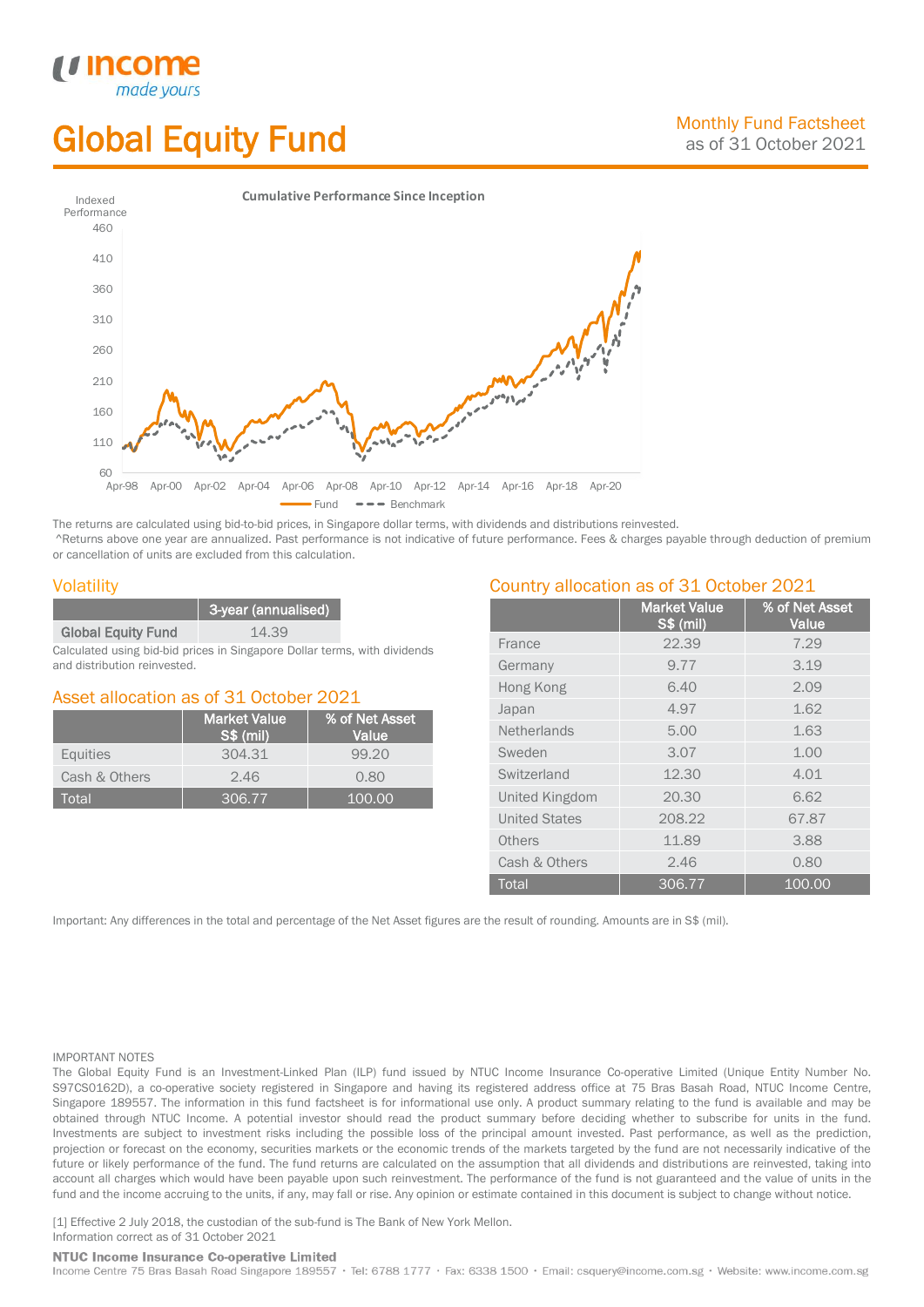# Global Equity Fund

Monthly Fund Factsheet
as of 31 October 2021

Cumulative Performance Since Inception

Indexed Performance

460
410
360
310
260
210
160
110
60

Apr-98 Apr-00 Apr-02 Apr-04 Apr-06 Apr-08 Apr-10 Apr-12 Apr-14 Apr-16 Apr-18 Apr-20

Fund — Benchmark

The returns are calculated using bid-to-bid prices, in Singapore dollar terms, with dividends and distributions reinvested.
^Returns above one year are annualized. Past performance is not indicative of future performance. Fees & charges payable through deduction of premium or cancellation of units are excluded from this calculation.

## Volatility

| | 3-year (annualised) |
|---|---|
| Global Equity Fund | 14.39 |

Calculated using bid-bid prices in Singapore Dollar terms, with dividends and distribution reinvested.

## Asset allocation as of 31 October 2021

| | Market Value S$ (mil) | % of Net Asset Value |
|---|---|---|
| Equities | 304.31 | 99.20 |
| Cash & Others | 2.46 | 0.80 |
| Total | 306.77 | 100.00 |

## Country allocation as of 31 October 2021

| | Market Value S$ (mil) | % of Net Asset Value |
|---|---|---|
| France | 22.39 | 7.29 |
| Germany | 9.77 | 3.19 |
| Hong Kong | 6.40 | 2.09 |
| Japan | 4.97 | 1.62 |
| Netherlands | 5.00 | 1.63 |
| Sweden | 3.07 | 1.00 |
| Switzerland | 12.30 | 4.01 |
| United Kingdom | 20.30 | 6.62 |
| United States | 208.22 | 67.87 |
| Others | 11.89 | 3.88 |
| Cash & Others | 2.46 | 0.80 |
| Total | 306.77 | 100.00 |

Important: Any differences in the total and percentage of the Net Asset figures are the result of rounding. Amounts are in S$ (mil).

IMPORTANT NOTES

The Global Equity Fund is an Investment-Linked Plan (ILP) fund issued by NTUC Income Insurance Co-operative Limited (Unique Entity Number No. S97CS0162D), a co-operative society registered in Singapore and having its registered address office at 75 Bras Basah Road, NTUC Income Centre, Singapore 189557. The information in this fund factsheet is for informational use only. A product summary relating to the fund is available and may be obtained through NTUC Income. A potential investor should read the product summary before deciding whether to subscribe for units in the fund. Investments are subject to investment risks including the possible loss of the principal amount invested. Past performance, as well as the prediction, projection or forecast on the economy, securities markets or the economic trends of the markets targeted by the fund are not necessarily indicative of the future or likely performance of the fund. The fund returns are calculated on the assumption that all dividends and distributions are reinvested, taking into account all charges which would have been payable upon such reinvestment. The performance of the fund is not guaranteed and the value of units in the fund and the income accruing to the units, if any, may fall or rise. Any opinion or estimate contained in this document is subject to change without notice.

[1] Effective 2 July 2018, the custodian of the sub-fund is The Bank of New York Mellon.
Information correct as of 31 October 2021

**NTUC Income Insurance Co-operative Limited**
Income Centre 75 Bras Basah Road Singapore 189557 · Tel: 6788 1777 · Fax: 6338 1500 · Email: csquery@income.com.sg · Website: www.income.com.sg